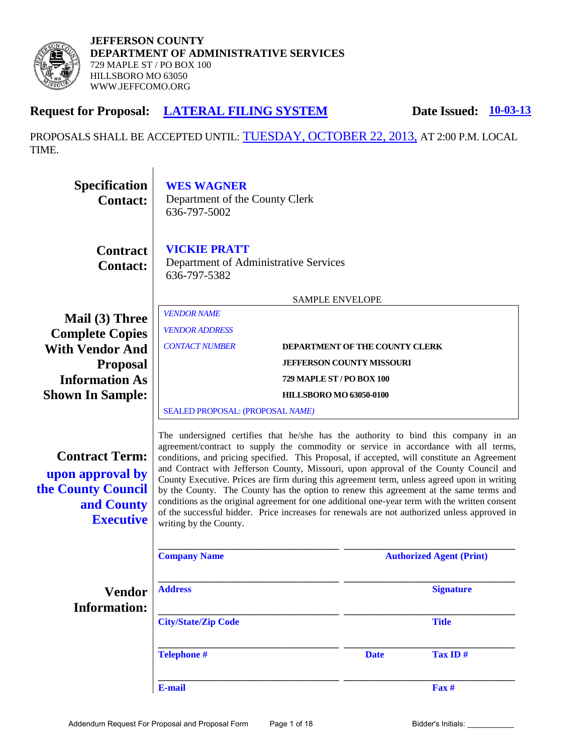**JEFFERSON COUNTY**
**DEPARTMENT OF ADMINISTRATIVE SERVICES**
729 MAPLE ST / PO BOX 100
HILLSBORO MO 63050
WWW.JEFFCOMO.ORG

## Request for Proposal: LATERAL FILING SYSTEM

**Date Issued: 10-03-13**

PROPOSALS SHALL BE ACCEPTED UNTIL: TUESDAY, OCTOBER 22, 2013, AT 2:00 P.M. LOCAL TIME.

**Specification Contact:**
**WES WAGNER**
Department of the County Clerk
636-797-5002

**Contract Contact:**
**VICKIE PRATT**
Department of Administrative Services
636-797-5382

**Mail (3) Three Complete Copies With Vendor And Proposal Information As Shown In Sample:**

SAMPLE ENVELOPE

*VENDOR NAME*
*VENDOR ADDRESS*
*CONTACT NUMBER*

**DEPARTMENT OF THE COUNTY CLERK**
**JEFFERSON COUNTY MISSOURI**
**729 MAPLE ST / PO BOX 100**
**HILLSBORO MO 63050-0100**

SEALED PROPOSAL: (PROPOSAL *NAME)*

**Contract Term:** **upon approval by the County Council and County Executive**

The undersigned certifies that he/she has the authority to bind this company in an agreement/contract to supply the commodity or service in accordance with all terms, conditions, and pricing specified. This Proposal, if accepted, will constitute an Agreement and Contract with Jefferson County, Missouri, upon approval of the County Council and County Executive. Prices are firm during this agreement term, unless agreed upon in writing by the County. The County has the option to renew this agreement at the same terms and conditions as the original agreement for one additional one-year term with the written consent of the successful bidder. Price increases for renewals are not authorized unless approved in writing by the County.

**Vendor Information:**

| | |
|---|---|
| ______________________ | ______________________ |
| **Company Name** | **Authorized Agent (Print)** |
| ______________________ | ______________________ |
| **Address** | **Signature** |
| ______________________ | ______________________ |
| **City/State/Zip Code** | **Title** |
| ______________________ | ______________________ |
| **Telephone #** | **Date** **Tax ID #** |
| ______________________ | ______________________ |
| **E-mail** | **Fax #** |

Addendum Request For Proposal and Proposal Form

Bidder's Initials: ___________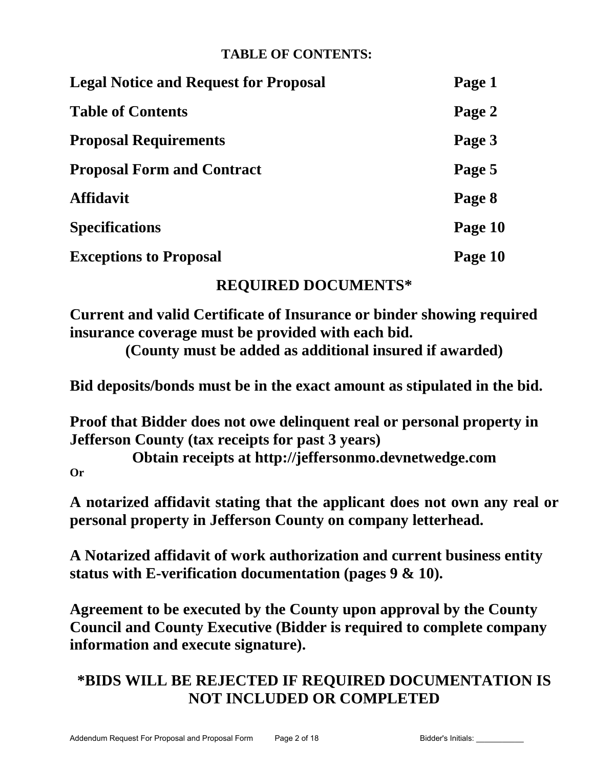## TABLE OF CONTENTS:

| | |
|---|---|
| **Legal Notice and Request for Proposal** | **Page 1** |
| **Table of Contents** | **Page 2** |
| **Proposal Requirements** | **Page 3** |
| **Proposal Form and Contract** | **Page 5** |
| **Affidavit** | **Page 8** |
| **Specifications** | **Page 10** |
| **Exceptions to Proposal** | **Page 10** |

## REQUIRED DOCUMENTS*

**Current and valid Certificate of Insurance or binder showing required insurance coverage must be provided with each bid.**
**(County must be added as additional insured if awarded)**

**Bid deposits/bonds must be in the exact amount as stipulated in the bid.**

**Proof that Bidder does not owe delinquent real or personal property in Jefferson County (tax receipts for past 3 years)**
**Obtain receipts at http://jeffersonmo.devnetwedge.com**

**Or**

**A notarized affidavit stating that the applicant does not own any real or personal property in Jefferson County on company letterhead.**

**A Notarized affidavit of work authorization and current business entity status with E-verification documentation (pages 9 & 10).**

**Agreement to be executed by the County upon approval by the County Council and County Executive (Bidder is required to complete company information and execute signature).**

## *BIDS WILL BE REJECTED IF REQUIRED DOCUMENTATION IS NOT INCLUDED OR COMPLETED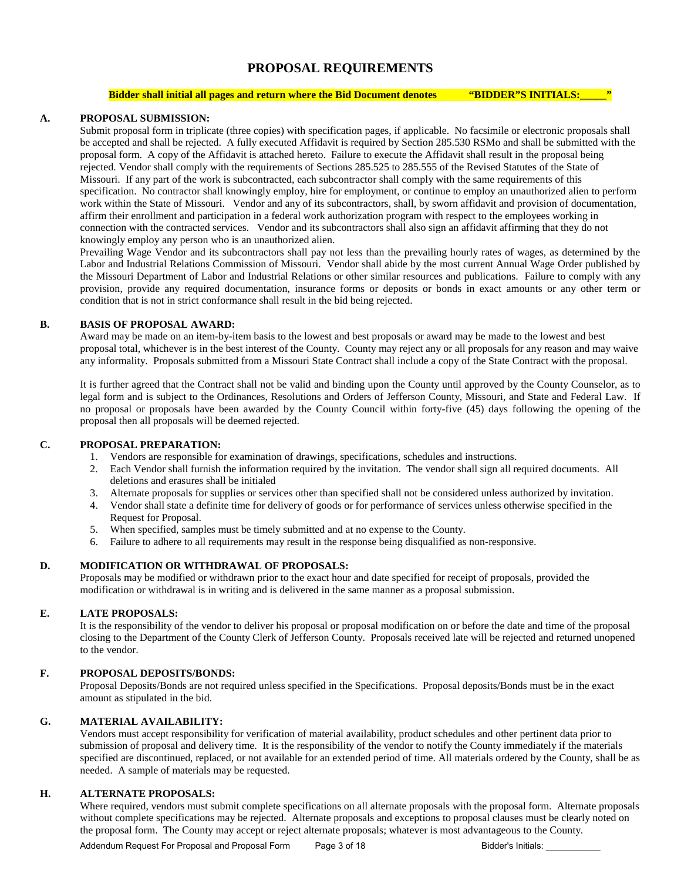# PROPOSAL REQUIREMENTS

**Bidder shall initial all pages and return where the Bid Document denotes "BIDDER"S INITIALS:_____"**

**A. PROPOSAL SUBMISSION:**

Submit proposal form in triplicate (three copies) with specification pages, if applicable. No facsimile or electronic proposals shall be accepted and shall be rejected. A fully executed Affidavit is required by Section 285.530 RSMo and shall be submitted with the proposal form. A copy of the Affidavit is attached hereto. Failure to execute the Affidavit shall result in the proposal being rejected. Vendor shall comply with the requirements of Sections 285.525 to 285.555 of the Revised Statutes of the State of Missouri. If any part of the work is subcontracted, each subcontractor shall comply with the same requirements of this specification. No contractor shall knowingly employ, hire for employment, or continue to employ an unauthorized alien to perform work within the State of Missouri. Vendor and any of its subcontractors, shall, by sworn affidavit and provision of documentation, affirm their enrollment and participation in a federal work authorization program with respect to the employees working in connection with the contracted services. Vendor and its subcontractors shall also sign an affidavit affirming that they do not knowingly employ any person who is an unauthorized alien.

Prevailing Wage Vendor and its subcontractors shall pay not less than the prevailing hourly rates of wages, as determined by the Labor and Industrial Relations Commission of Missouri. Vendor shall abide by the most current Annual Wage Order published by the Missouri Department of Labor and Industrial Relations or other similar resources and publications. Failure to comply with any provision, provide any required documentation, insurance forms or deposits or bonds in exact amounts or any other term or condition that is not in strict conformance shall result in the bid being rejected.

**B. BASIS OF PROPOSAL AWARD:**

Award may be made on an item-by-item basis to the lowest and best proposals or award may be made to the lowest and best proposal total, whichever is in the best interest of the County. County may reject any or all proposals for any reason and may waive any informality. Proposals submitted from a Missouri State Contract shall include a copy of the State Contract with the proposal.

It is further agreed that the Contract shall not be valid and binding upon the County until approved by the County Counselor, as to legal form and is subject to the Ordinances, Resolutions and Orders of Jefferson County, Missouri, and State and Federal Law. If no proposal or proposals have been awarded by the County Council within forty-five (45) days following the opening of the proposal then all proposals will be deemed rejected.

**C. PROPOSAL PREPARATION:**

1. Vendors are responsible for examination of drawings, specifications, schedules and instructions.
2. Each Vendor shall furnish the information required by the invitation. The vendor shall sign all required documents. All deletions and erasures shall be initialed
3. Alternate proposals for supplies or services other than specified shall not be considered unless authorized by invitation.
4. Vendor shall state a definite time for delivery of goods or for performance of services unless otherwise specified in the Request for Proposal.
5. When specified, samples must be timely submitted and at no expense to the County.
6. Failure to adhere to all requirements may result in the response being disqualified as non-responsive.

**D. MODIFICATION OR WITHDRAWAL OF PROPOSALS:**

Proposals may be modified or withdrawn prior to the exact hour and date specified for receipt of proposals, provided the modification or withdrawal is in writing and is delivered in the same manner as a proposal submission.

**E. LATE PROPOSALS:**

It is the responsibility of the vendor to deliver his proposal or proposal modification on or before the date and time of the proposal closing to the Department of the County Clerk of Jefferson County. Proposals received late will be rejected and returned unopened to the vendor.

**F. PROPOSAL DEPOSITS/BONDS:**

Proposal Deposits/Bonds are not required unless specified in the Specifications. Proposal deposits/Bonds must be in the exact amount as stipulated in the bid.

**G. MATERIAL AVAILABILITY:**

Vendors must accept responsibility for verification of material availability, product schedules and other pertinent data prior to submission of proposal and delivery time. It is the responsibility of the vendor to notify the County immediately if the materials specified are discontinued, replaced, or not available for an extended period of time. All materials ordered by the County, shall be as needed. A sample of materials may be requested.

**H. ALTERNATE PROPOSALS:**

Where required, vendors must submit complete specifications on all alternate proposals with the proposal form. Alternate proposals without complete specifications may be rejected. Alternate proposals and exceptions to proposal clauses must be clearly noted on the proposal form. The County may accept or reject alternate proposals; whatever is most advantageous to the County.

Bidder's Initials: ___________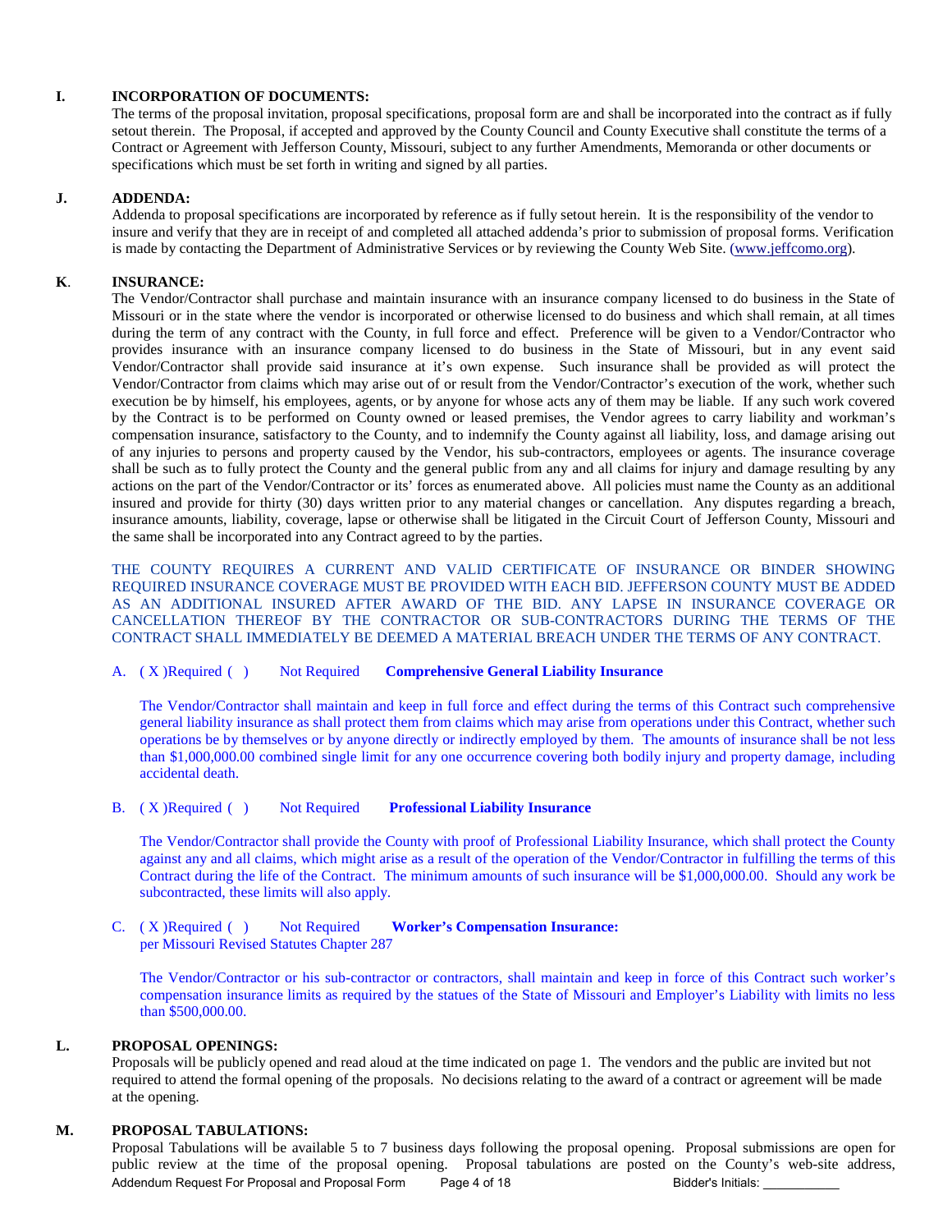**I. INCORPORATION OF DOCUMENTS:**

The terms of the proposal invitation, proposal specifications, proposal form are and shall be incorporated into the contract as if fully setout therein. The Proposal, if accepted and approved by the County Council and County Executive shall constitute the terms of a Contract or Agreement with Jefferson County, Missouri, subject to any further Amendments, Memoranda or other documents or specifications which must be set forth in writing and signed by all parties.

**J. ADDENDA:**

Addenda to proposal specifications are incorporated by reference as if fully setout herein. It is the responsibility of the vendor to insure and verify that they are in receipt of and completed all attached addenda's prior to submission of proposal forms. Verification is made by contacting the Department of Administrative Services or by reviewing the County Web Site. (www.jeffcomo.org).

**K. INSURANCE:**

The Vendor/Contractor shall purchase and maintain insurance with an insurance company licensed to do business in the State of Missouri or in the state where the vendor is incorporated or otherwise licensed to do business and which shall remain, at all times during the term of any contract with the County, in full force and effect. Preference will be given to a Vendor/Contractor who provides insurance with an insurance company licensed to do business in the State of Missouri, but in any event said Vendor/Contractor shall provide said insurance at it's own expense. Such insurance shall be provided as will protect the Vendor/Contractor from claims which may arise out of or result from the Vendor/Contractor's execution of the work, whether such execution be by himself, his employees, agents, or by anyone for whose acts any of them may be liable. If any such work covered by the Contract is to be performed on County owned or leased premises, the Vendor agrees to carry liability and workman's compensation insurance, satisfactory to the County, and to indemnify the County against all liability, loss, and damage arising out of any injuries to persons and property caused by the Vendor, his sub-contractors, employees or agents. The insurance coverage shall be such as to fully protect the County and the general public from any and all claims for injury and damage resulting by any actions on the part of the Vendor/Contractor or its' forces as enumerated above. All policies must name the County as an additional insured and provide for thirty (30) days written prior to any material changes or cancellation. Any disputes regarding a breach, insurance amounts, liability, coverage, lapse or otherwise shall be litigated in the Circuit Court of Jefferson County, Missouri and the same shall be incorporated into any Contract agreed to by the parties.

THE COUNTY REQUIRES A CURRENT AND VALID CERTIFICATE OF INSURANCE OR BINDER SHOWING REQUIRED INSURANCE COVERAGE MUST BE PROVIDED WITH EACH BID. JEFFERSON COUNTY MUST BE ADDED AS AN ADDITIONAL INSURED AFTER AWARD OF THE BID. ANY LAPSE IN INSURANCE COVERAGE OR CANCELLATION THEREOF BY THE CONTRACTOR OR SUB-CONTRACTORS DURING THE TERMS OF THE CONTRACT SHALL IMMEDIATELY BE DEEMED A MATERIAL BREACH UNDER THE TERMS OF ANY CONTRACT.

A. ( X )Required ( ) Not Required **Comprehensive General Liability Insurance**

The Vendor/Contractor shall maintain and keep in full force and effect during the terms of this Contract such comprehensive general liability insurance as shall protect them from claims which may arise from operations under this Contract, whether such operations be by themselves or by anyone directly or indirectly employed by them. The amounts of insurance shall be not less than $1,000,000.00 combined single limit for any one occurrence covering both bodily injury and property damage, including accidental death.

B. ( X )Required ( ) Not Required **Professional Liability Insurance**

The Vendor/Contractor shall provide the County with proof of Professional Liability Insurance, which shall protect the County against any and all claims, which might arise as a result of the operation of the Vendor/Contractor in fulfilling the terms of this Contract during the life of the Contract. The minimum amounts of such insurance will be $1,000,000.00. Should any work be subcontracted, these limits will also apply.

C. ( X )Required ( ) Not Required **Worker's Compensation Insurance:**
per Missouri Revised Statutes Chapter 287

The Vendor/Contractor or his sub-contractor or contractors, shall maintain and keep in force of this Contract such worker's compensation insurance limits as required by the statues of the State of Missouri and Employer's Liability with limits no less than $500,000.00.

**L. PROPOSAL OPENINGS:**

Proposals will be publicly opened and read aloud at the time indicated on page 1. The vendors and the public are invited but not required to attend the formal opening of the proposals. No decisions relating to the award of a contract or agreement will be made at the opening.

**M. PROPOSAL TABULATIONS:**

Proposal Tabulations will be available 5 to 7 business days following the proposal opening. Proposal submissions are open for public review at the time of the proposal opening. Proposal tabulations are posted on the County's web-site address,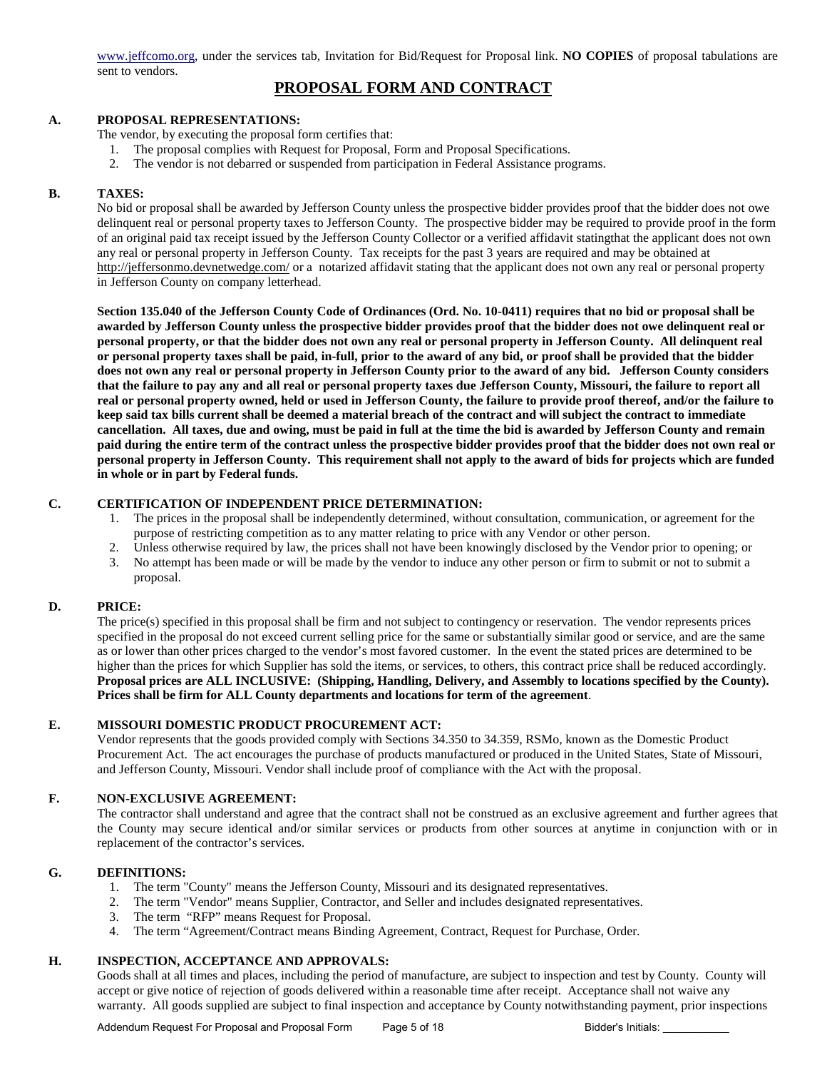www.jeffcomo.org, under the services tab, Invitation for Bid/Request for Proposal link. **NO COPIES** of proposal tabulations are sent to vendors.

## PROPOSAL FORM AND CONTRACT

**A. PROPOSAL REPRESENTATIONS:**

The vendor, by executing the proposal form certifies that:

1. The proposal complies with Request for Proposal, Form and Proposal Specifications.
2. The vendor is not debarred or suspended from participation in Federal Assistance programs.

**B. TAXES:**

No bid or proposal shall be awarded by Jefferson County unless the prospective bidder provides proof that the bidder does not owe delinquent real or personal property taxes to Jefferson County. The prospective bidder may be required to provide proof in the form of an original paid tax receipt issued by the Jefferson County Collector or a verified affidavit statingthat the applicant does not own any real or personal property in Jefferson County. Tax receipts for the past 3 years are required and may be obtained at http://jeffersonmo.devnetwedge.com/ or a notarized affidavit stating that the applicant does not own any real or personal property in Jefferson County on company letterhead.

**Section 135.040 of the Jefferson County Code of Ordinances (Ord. No. 10-0411) requires that no bid or proposal shall be awarded by Jefferson County unless the prospective bidder provides proof that the bidder does not owe delinquent real or personal property, or that the bidder does not own any real or personal property in Jefferson County. All delinquent real or personal property taxes shall be paid, in-full, prior to the award of any bid, or proof shall be provided that the bidder does not own any real or personal property in Jefferson County prior to the award of any bid. Jefferson County considers that the failure to pay any and all real or personal property taxes due Jefferson County, Missouri, the failure to report all real or personal property owned, held or used in Jefferson County, the failure to provide proof thereof, and/or the failure to keep said tax bills current shall be deemed a material breach of the contract and will subject the contract to immediate cancellation. All taxes, due and owing, must be paid in full at the time the bid is awarded by Jefferson County and remain paid during the entire term of the contract unless the prospective bidder provides proof that the bidder does not own real or personal property in Jefferson County. This requirement shall not apply to the award of bids for projects which are funded in whole or in part by Federal funds.**

**C. CERTIFICATION OF INDEPENDENT PRICE DETERMINATION:**

1. The prices in the proposal shall be independently determined, without consultation, communication, or agreement for the purpose of restricting competition as to any matter relating to price with any Vendor or other person.
2. Unless otherwise required by law, the prices shall not have been knowingly disclosed by the Vendor prior to opening; or
3. No attempt has been made or will be made by the vendor to induce any other person or firm to submit or not to submit a proposal.

**D. PRICE:**

The price(s) specified in this proposal shall be firm and not subject to contingency or reservation. The vendor represents prices specified in the proposal do not exceed current selling price for the same or substantially similar good or service, and are the same as or lower than other prices charged to the vendor's most favored customer. In the event the stated prices are determined to be higher than the prices for which Supplier has sold the items, or services, to others, this contract price shall be reduced accordingly. **Proposal prices are ALL INCLUSIVE: (Shipping, Handling, Delivery, and Assembly to locations specified by the County). Prices shall be firm for ALL County departments and locations for term of the agreement**.

**E. MISSOURI DOMESTIC PRODUCT PROCUREMENT ACT:**

Vendor represents that the goods provided comply with Sections 34.350 to 34.359, RSMo, known as the Domestic Product Procurement Act. The act encourages the purchase of products manufactured or produced in the United States, State of Missouri, and Jefferson County, Missouri. Vendor shall include proof of compliance with the Act with the proposal.

**F. NON-EXCLUSIVE AGREEMENT:**

The contractor shall understand and agree that the contract shall not be construed as an exclusive agreement and further agrees that the County may secure identical and/or similar services or products from other sources at anytime in conjunction with or in replacement of the contractor's services.

**G. DEFINITIONS:**

1. The term "County" means the Jefferson County, Missouri and its designated representatives.
2. The term "Vendor" means Supplier, Contractor, and Seller and includes designated representatives.
3. The term "RFP" means Request for Proposal.
4. The term "Agreement/Contract means Binding Agreement, Contract, Request for Purchase, Order.

**H. INSPECTION, ACCEPTANCE AND APPROVALS:**

Goods shall at all times and places, including the period of manufacture, are subject to inspection and test by County. County will accept or give notice of rejection of goods delivered within a reasonable time after receipt. Acceptance shall not waive any warranty. All goods supplied are subject to final inspection and acceptance by County notwithstanding payment, prior inspections

Bidder's Initials: ___________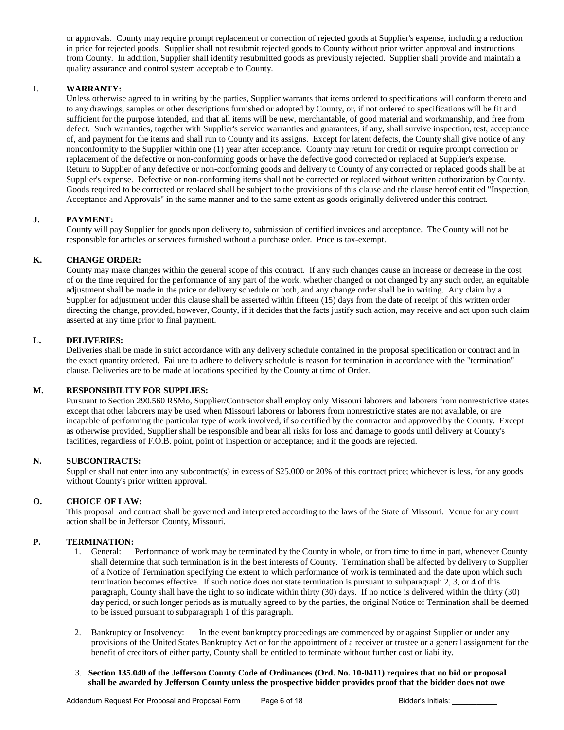or approvals. County may require prompt replacement or correction of rejected goods at Supplier's expense, including a reduction in price for rejected goods. Supplier shall not resubmit rejected goods to County without prior written approval and instructions from County. In addition, Supplier shall identify resubmitted goods as previously rejected. Supplier shall provide and maintain a quality assurance and control system acceptable to County.

**I. WARRANTY:**

Unless otherwise agreed to in writing by the parties, Supplier warrants that items ordered to specifications will conform thereto and to any drawings, samples or other descriptions furnished or adopted by County, or, if not ordered to specifications will be fit and sufficient for the purpose intended, and that all items will be new, merchantable, of good material and workmanship, and free from defect. Such warranties, together with Supplier's service warranties and guarantees, if any, shall survive inspection, test, acceptance of, and payment for the items and shall run to County and its assigns. Except for latent defects, the County shall give notice of any nonconformity to the Supplier within one (1) year after acceptance. County may return for credit or require prompt correction or replacement of the defective or non-conforming goods or have the defective good corrected or replaced at Supplier's expense. Return to Supplier of any defective or non-conforming goods and delivery to County of any corrected or replaced goods shall be at Supplier's expense. Defective or non-conforming items shall not be corrected or replaced without written authorization by County. Goods required to be corrected or replaced shall be subject to the provisions of this clause and the clause hereof entitled "Inspection, Acceptance and Approvals" in the same manner and to the same extent as goods originally delivered under this contract.

**J. PAYMENT:**

County will pay Supplier for goods upon delivery to, submission of certified invoices and acceptance. The County will not be responsible for articles or services furnished without a purchase order. Price is tax-exempt.

**K. CHANGE ORDER:**

County may make changes within the general scope of this contract. If any such changes cause an increase or decrease in the cost of or the time required for the performance of any part of the work, whether changed or not changed by any such order, an equitable adjustment shall be made in the price or delivery schedule or both, and any change order shall be in writing. Any claim by a Supplier for adjustment under this clause shall be asserted within fifteen (15) days from the date of receipt of this written order directing the change, provided, however, County, if it decides that the facts justify such action, may receive and act upon such claim asserted at any time prior to final payment.

**L. DELIVERIES:**

Deliveries shall be made in strict accordance with any delivery schedule contained in the proposal specification or contract and in the exact quantity ordered. Failure to adhere to delivery schedule is reason for termination in accordance with the "termination" clause. Deliveries are to be made at locations specified by the County at time of Order.

**M. RESPONSIBILITY FOR SUPPLIES:**

Pursuant to Section 290.560 RSMo, Supplier/Contractor shall employ only Missouri laborers and laborers from nonrestrictive states except that other laborers may be used when Missouri laborers or laborers from nonrestrictive states are not available, or are incapable of performing the particular type of work involved, if so certified by the contractor and approved by the County. Except as otherwise provided, Supplier shall be responsible and bear all risks for loss and damage to goods until delivery at County's facilities, regardless of F.O.B. point, point of inspection or acceptance; and if the goods are rejected.

**N. SUBCONTRACTS:**

Supplier shall not enter into any subcontract(s) in excess of $25,000 or 20% of this contract price; whichever is less, for any goods without County's prior written approval.

**O. CHOICE OF LAW:**

This proposal and contract shall be governed and interpreted according to the laws of the State of Missouri. Venue for any court action shall be in Jefferson County, Missouri.

**P. TERMINATION:**

1. General: Performance of work may be terminated by the County in whole, or from time to time in part, whenever County shall determine that such termination is in the best interests of County. Termination shall be affected by delivery to Supplier of a Notice of Termination specifying the extent to which performance of work is terminated and the date upon which such termination becomes effective. If such notice does not state termination is pursuant to subparagraph 2, 3, or 4 of this paragraph, County shall have the right to so indicate within thirty (30) days. If no notice is delivered within the thirty (30) day period, or such longer periods as is mutually agreed to by the parties, the original Notice of Termination shall be deemed to be issued pursuant to subparagraph 1 of this paragraph.

2. Bankruptcy or Insolvency: In the event bankruptcy proceedings are commenced by or against Supplier or under any provisions of the United States Bankruptcy Act or for the appointment of a receiver or trustee or a general assignment for the benefit of creditors of either party, County shall be entitled to terminate without further cost or liability.

3. **Section 135.040 of the Jefferson County Code of Ordinances (Ord. No. 10-0411) requires that no bid or proposal shall be awarded by Jefferson County unless the prospective bidder provides proof that the bidder does not owe**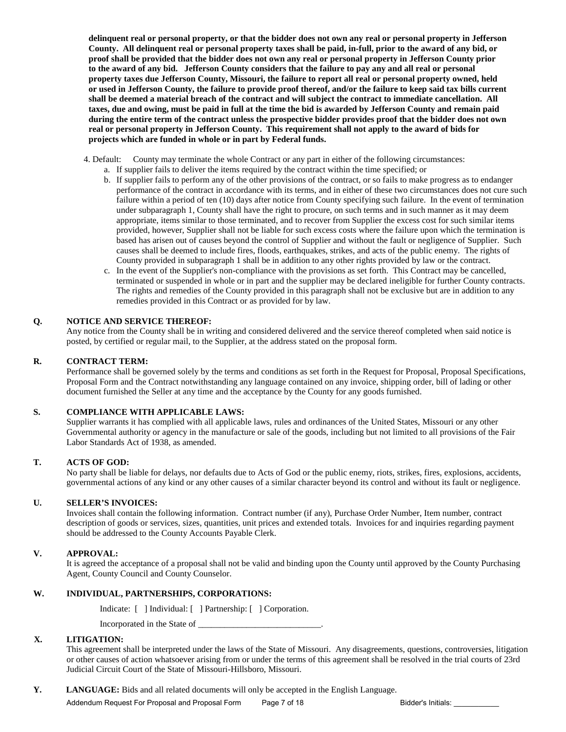**delinquent real or personal property, or that the bidder does not own any real or personal property in Jefferson County. All delinquent real or personal property taxes shall be paid, in-full, prior to the award of any bid, or proof shall be provided that the bidder does not own any real or personal property in Jefferson County prior to the award of any bid. Jefferson County considers that the failure to pay any and all real or personal property taxes due Jefferson County, Missouri, the failure to report all real or personal property owned, held or used in Jefferson County, the failure to provide proof thereof, and/or the failure to keep said tax bills current shall be deemed a material breach of the contract and will subject the contract to immediate cancellation. All taxes, due and owing, must be paid in full at the time the bid is awarded by Jefferson County and remain paid during the entire term of the contract unless the prospective bidder provides proof that the bidder does not own real or personal property in Jefferson County. This requirement shall not apply to the award of bids for projects which are funded in whole or in part by Federal funds.**

4. Default: County may terminate the whole Contract or any part in either of the following circumstances:
   a. If supplier fails to deliver the items required by the contract within the time specified; or
   b. If supplier fails to perform any of the other provisions of the contract, or so fails to make progress as to endanger performance of the contract in accordance with its terms, and in either of these two circumstances does not cure such failure within a period of ten (10) days after notice from County specifying such failure. In the event of termination under subparagraph 1, County shall have the right to procure, on such terms and in such manner as it may deem appropriate, items similar to those terminated, and to recover from Supplier the excess cost for such similar items provided, however, Supplier shall not be liable for such excess costs where the failure upon which the termination is based has arisen out of causes beyond the control of Supplier and without the fault or negligence of Supplier. Such causes shall be deemed to include fires, floods, earthquakes, strikes, and acts of the public enemy. The rights of County provided in subparagraph 1 shall be in addition to any other rights provided by law or the contract.
   c. In the event of the Supplier's non-compliance with the provisions as set forth. This Contract may be cancelled, terminated or suspended in whole or in part and the supplier may be declared ineligible for further County contracts. The rights and remedies of the County provided in this paragraph shall not be exclusive but are in addition to any remedies provided in this Contract or as provided for by law.

**Q. NOTICE AND SERVICE THEREOF:**

Any notice from the County shall be in writing and considered delivered and the service thereof completed when said notice is posted, by certified or regular mail, to the Supplier, at the address stated on the proposal form.

**R. CONTRACT TERM:**

Performance shall be governed solely by the terms and conditions as set forth in the Request for Proposal, Proposal Specifications, Proposal Form and the Contract notwithstanding any language contained on any invoice, shipping order, bill of lading or other document furnished the Seller at any time and the acceptance by the County for any goods furnished.

**S. COMPLIANCE WITH APPLICABLE LAWS:**

Supplier warrants it has complied with all applicable laws, rules and ordinances of the United States, Missouri or any other Governmental authority or agency in the manufacture or sale of the goods, including but not limited to all provisions of the Fair Labor Standards Act of 1938, as amended.

**T. ACTS OF GOD:**

No party shall be liable for delays, nor defaults due to Acts of God or the public enemy, riots, strikes, fires, explosions, accidents, governmental actions of any kind or any other causes of a similar character beyond its control and without its fault or negligence.

**U. SELLER'S INVOICES:**

Invoices shall contain the following information. Contract number (if any), Purchase Order Number, Item number, contract description of goods or services, sizes, quantities, unit prices and extended totals. Invoices for and inquiries regarding payment should be addressed to the County Accounts Payable Clerk.

**V. APPROVAL:**

It is agreed the acceptance of a proposal shall not be valid and binding upon the County until approved by the County Purchasing Agent, County Council and County Counselor.

**W. INDIVIDUAL, PARTNERSHIPS, CORPORATIONS:**

Indicate: [ ] Individual: [ ] Partnership: [ ] Corporation.

Incorporated in the State of ____________________________.

**X. LITIGATION:**

This agreement shall be interpreted under the laws of the State of Missouri. Any disagreements, questions, controversies, litigation or other causes of action whatsoever arising from or under the terms of this agreement shall be resolved in the trial courts of 23rd Judicial Circuit Court of the State of Missouri-Hillsboro, Missouri.

**Y. LANGUAGE:** Bids and all related documents will only be accepted in the English Language.

Bidder's Initials: ___________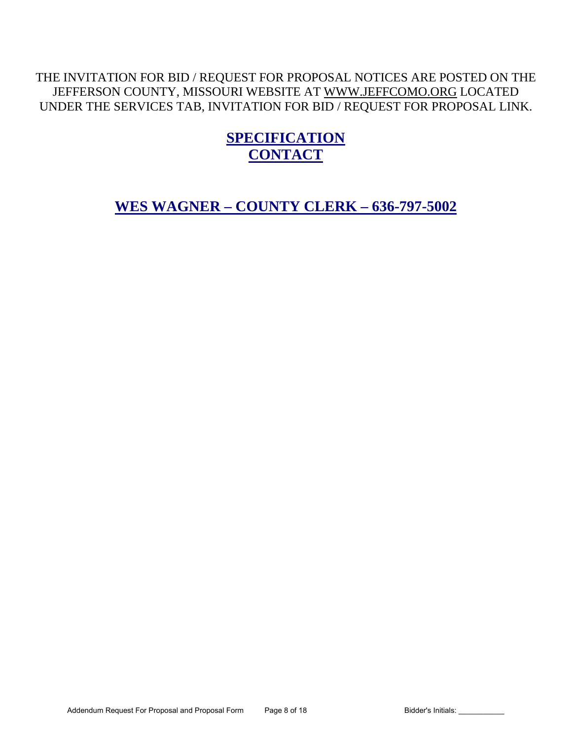THE INVITATION FOR BID / REQUEST FOR PROPOSAL NOTICES ARE POSTED ON THE JEFFERSON COUNTY, MISSOURI WEBSITE AT WWW.JEFFCOMO.ORG LOCATED UNDER THE SERVICES TAB, INVITATION FOR BID / REQUEST FOR PROPOSAL LINK.

## SPECIFICATION CONTACT

## WES WAGNER – COUNTY CLERK – 636-797-5002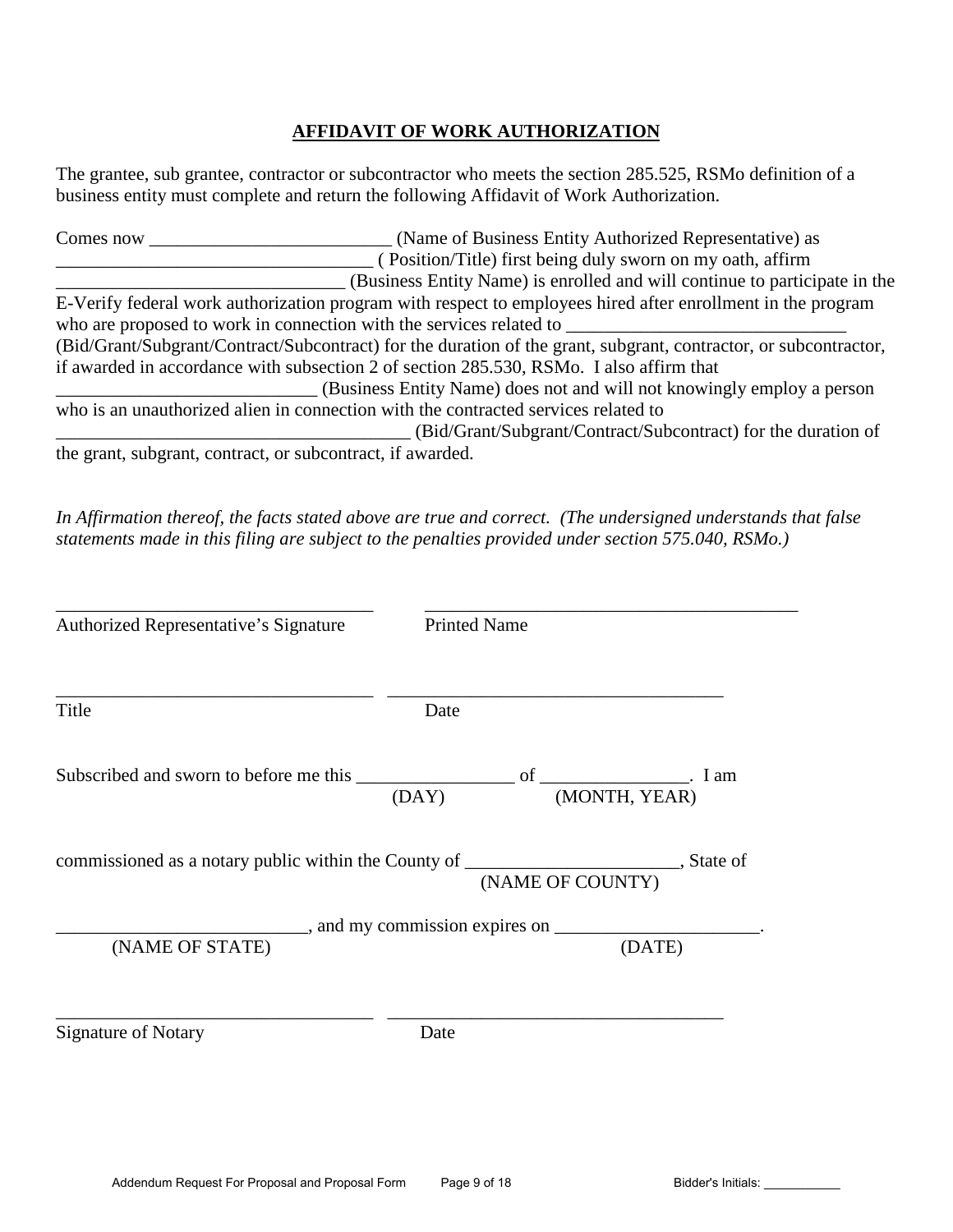**AFFIDAVIT OF WORK AUTHORIZATION**

The grantee, sub grantee, contractor or subcontractor who meets the section 285.525, RSMo definition of a business entity must complete and return the following Affidavit of Work Authorization.

Comes now __________________________ (Name of Business Entity Authorized Representative) as __________________________________ ( Position/Title) first being duly sworn on my oath, affirm ________________________________ (Business Entity Name) is enrolled and will continue to participate in the E-Verify federal work authorization program with respect to employees hired after enrollment in the program who are proposed to work in connection with the services related to ______________________________ (Bid/Grant/Subgrant/Contract/Subcontract) for the duration of the grant, subgrant, contractor, or subcontractor, if awarded in accordance with subsection 2 of section 285.530, RSMo. I also affirm that ____________________________ (Business Entity Name) does not and will not knowingly employ a person who is an unauthorized alien in connection with the contracted services related to ______________________________________ (Bid/Grant/Subgrant/Contract/Subcontract) for the duration of the grant, subgrant, contract, or subcontract, if awarded.

*In Affirmation thereof, the facts stated above are true and correct. (The undersigned understands that false statements made in this filing are subject to the penalties provided under section 575.040, RSMo.)*

___________________________________ ___________________________________________
Authorized Representative's Signature Printed Name

___________________________________ _____________________________________
Title Date

Subscribed and sworn to before me this _________________ of ________________. I am
(DAY) (MONTH, YEAR)

commissioned as a notary public within the County of _______________________, State of
(NAME OF COUNTY)

__________________________, and my commission expires on ______________________.
(NAME OF STATE) (DATE)

___________________________________ _____________________________________
Signature of Notary Date

Bidder's Initials: ___________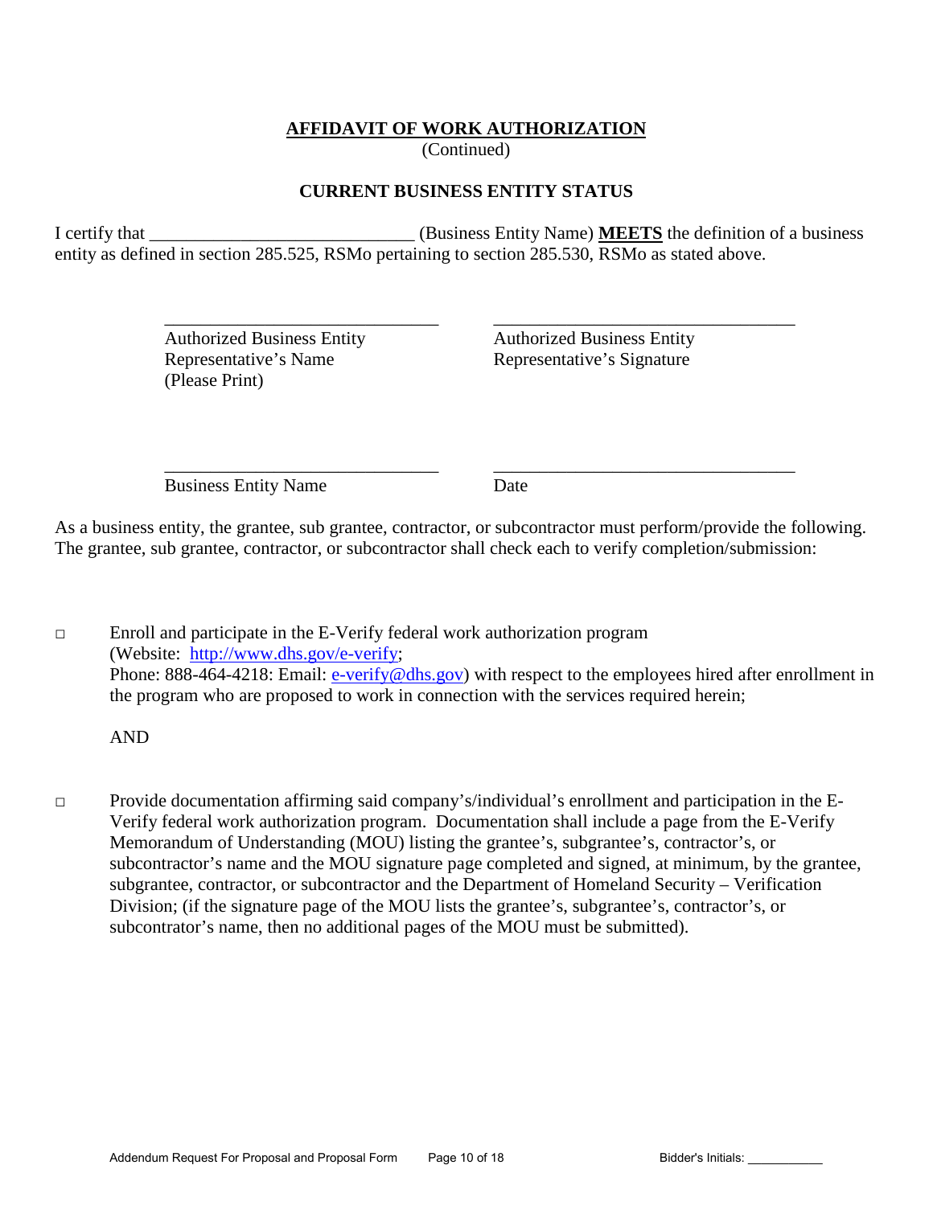## AFFIDAVIT OF WORK AUTHORIZATION

(Continued)

### CURRENT BUSINESS ENTITY STATUS

I certify that _____________________________ (Business Entity Name) **MEETS** the definition of a business entity as defined in section 285.525, RSMo pertaining to section 285.530, RSMo as stated above.

| _______________________________ | _________________________________ |
|---|---|
| Authorized Business Entity Representative's Name (Please Print) | Authorized Business Entity Representative's Signature |
| _______________________________ | _________________________________ |
| Business Entity Name | Date |

As a business entity, the grantee, sub grantee, contractor, or subcontractor must perform/provide the following. The grantee, sub grantee, contractor, or subcontractor shall check each to verify completion/submission:

□ Enroll and participate in the E-Verify federal work authorization program (Website: http://www.dhs.gov/e-verify; Phone: 888-464-4218: Email: e-verify@dhs.gov) with respect to the employees hired after enrollment in the program who are proposed to work in connection with the services required herein;

AND

□ Provide documentation affirming said company's/individual's enrollment and participation in the E-Verify federal work authorization program. Documentation shall include a page from the E-Verify Memorandum of Understanding (MOU) listing the grantee's, subgrantee's, contractor's, or subcontractor's name and the MOU signature page completed and signed, at minimum, by the grantee, subgrantee, contractor, or subcontractor and the Department of Homeland Security – Verification Division; (if the signature page of the MOU lists the grantee's, subgrantee's, contractor's, or subcontrator's name, then no additional pages of the MOU must be submitted).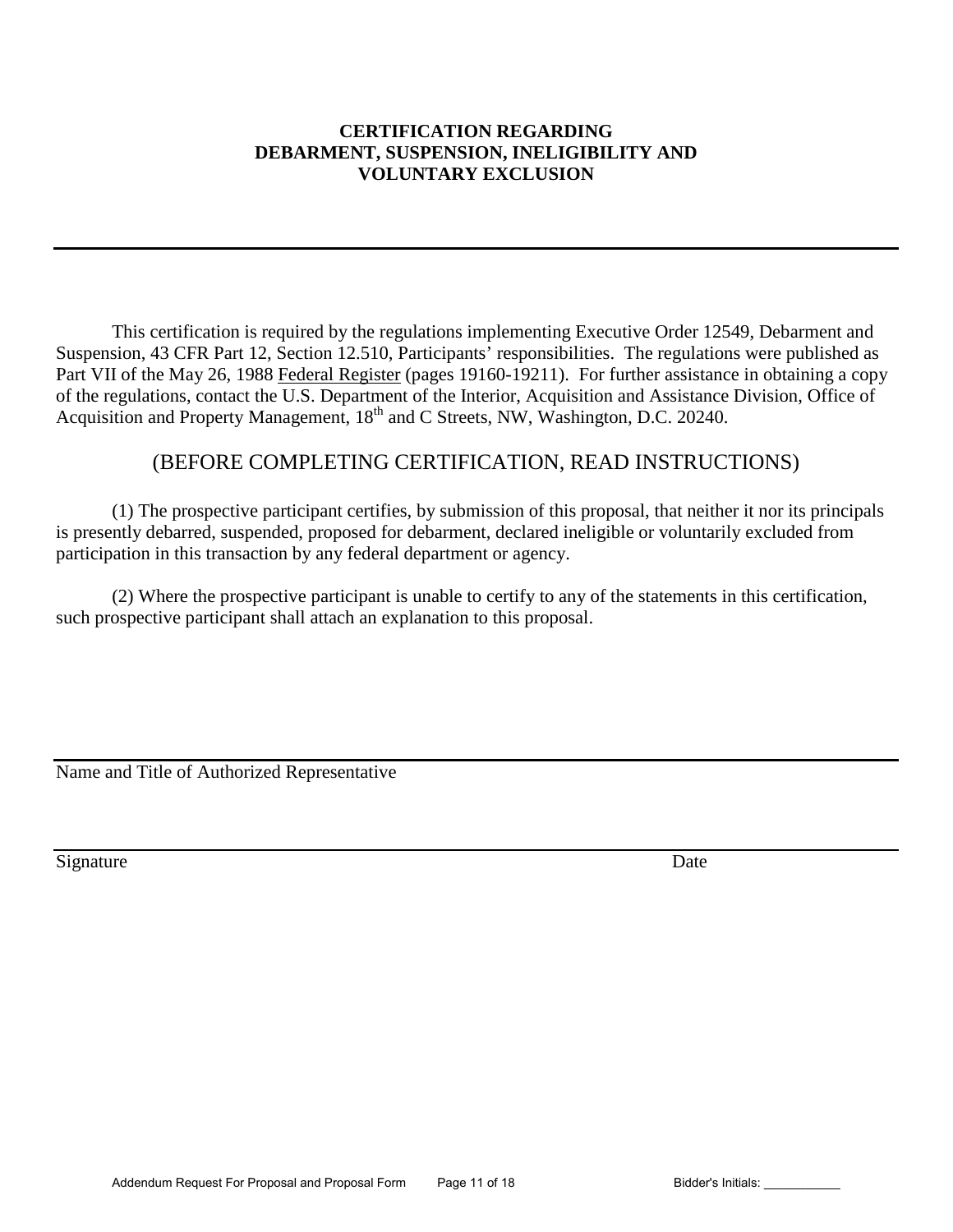# CERTIFICATION REGARDING DEBARMENT, SUSPENSION, INELIGIBILITY AND VOLUNTARY EXCLUSION

---

This certification is required by the regulations implementing Executive Order 12549, Debarment and Suspension, 43 CFR Part 12, Section 12.510, Participants' responsibilities. The regulations were published as Part VII of the May 26, 1988 Federal Register (pages 19160-19211). For further assistance in obtaining a copy of the regulations, contact the U.S. Department of the Interior, Acquisition and Assistance Division, Office of Acquisition and Property Management, 18th and C Streets, NW, Washington, D.C. 20240.

## (BEFORE COMPLETING CERTIFICATION, READ INSTRUCTIONS)

(1) The prospective participant certifies, by submission of this proposal, that neither it nor its principals is presently debarred, suspended, proposed for debarment, declared ineligible or voluntarily excluded from participation in this transaction by any federal department or agency.

(2) Where the prospective participant is unable to certify to any of the statements in this certification, such prospective participant shall attach an explanation to this proposal.

\_\_\_\_\_\_\_\_\_\_\_\_\_\_\_\_\_\_\_\_\_\_\_\_\_\_\_\_\_\_\_\_\_\_\_\_\_\_\_\_\_\_\_\_\_\_\_\_\_\_\_\_\_\_\_\_\_\_\_\_

Name and Title of Authorized Representative

\_\_\_\_\_\_\_\_\_\_\_\_\_\_\_\_\_\_\_\_\_\_\_\_\_\_\_\_\_\_\_\_\_\_\_\_\_\_\_\_\_\_\_\_\_\_\_\_\_\_\_\_\_\_\_\_\_\_\_\_

Signature Date

Bidder's Initials: \_\_\_\_\_\_\_\_\_\_\_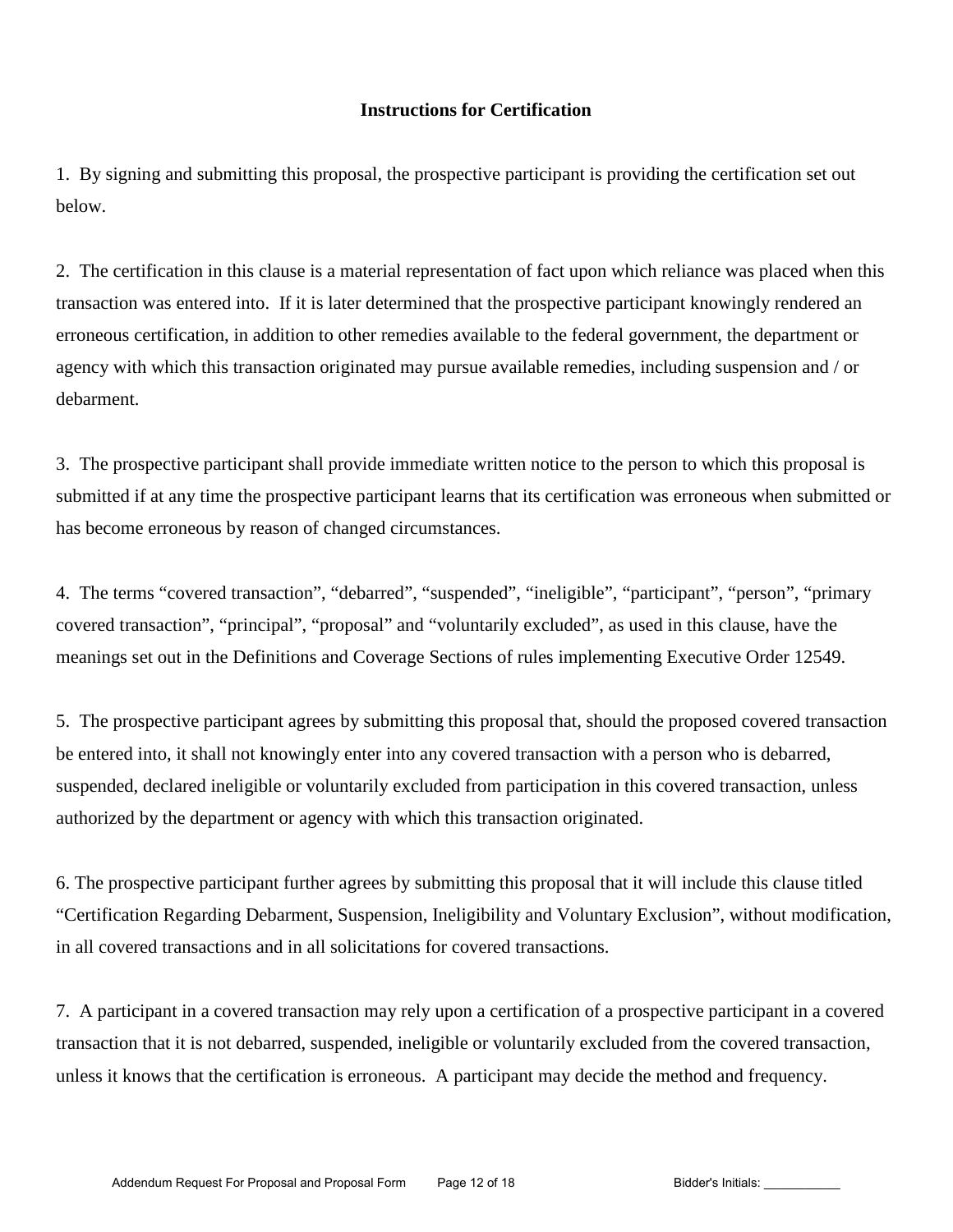**Instructions for Certification**

1. By signing and submitting this proposal, the prospective participant is providing the certification set out below.

2. The certification in this clause is a material representation of fact upon which reliance was placed when this transaction was entered into. If it is later determined that the prospective participant knowingly rendered an erroneous certification, in addition to other remedies available to the federal government, the department or agency with which this transaction originated may pursue available remedies, including suspension and / or debarment.

3. The prospective participant shall provide immediate written notice to the person to which this proposal is submitted if at any time the prospective participant learns that its certification was erroneous when submitted or has become erroneous by reason of changed circumstances.

4. The terms “covered transaction”, “debarred”, “suspended”, “ineligible”, “participant”, “person”, “primary covered transaction”, “principal”, “proposal” and “voluntarily excluded”, as used in this clause, have the meanings set out in the Definitions and Coverage Sections of rules implementing Executive Order 12549.

5. The prospective participant agrees by submitting this proposal that, should the proposed covered transaction be entered into, it shall not knowingly enter into any covered transaction with a person who is debarred, suspended, declared ineligible or voluntarily excluded from participation in this covered transaction, unless authorized by the department or agency with which this transaction originated.

6. The prospective participant further agrees by submitting this proposal that it will include this clause titled “Certification Regarding Debarment, Suspension, Ineligibility and Voluntary Exclusion”, without modification, in all covered transactions and in all solicitations for covered transactions.

7. A participant in a covered transaction may rely upon a certification of a prospective participant in a covered transaction that it is not debarred, suspended, ineligible or voluntarily excluded from the covered transaction, unless it knows that the certification is erroneous. A participant may decide the method and frequency.

Bidder's Initials: ___________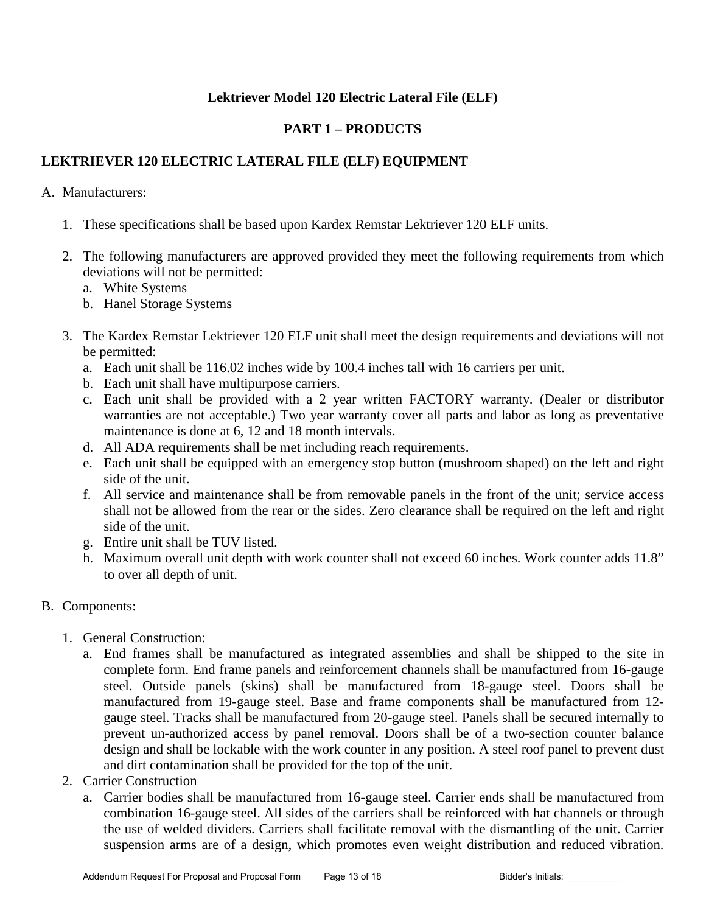**Lektriever Model 120 Electric Lateral File (ELF)**

**PART 1 – PRODUCTS**

**LEKTRIEVER 120 ELECTRIC LATERAL FILE (ELF) EQUIPMENT**

A. Manufacturers:

1. These specifications shall be based upon Kardex Remstar Lektriever 120 ELF units.

2. The following manufacturers are approved provided they meet the following requirements from which deviations will not be permitted:
   a. White Systems
   b. Hanel Storage Systems

3. The Kardex Remstar Lektriever 120 ELF unit shall meet the design requirements and deviations will not be permitted:
   a. Each unit shall be 116.02 inches wide by 100.4 inches tall with 16 carriers per unit.
   b. Each unit shall have multipurpose carriers.
   c. Each unit shall be provided with a 2 year written FACTORY warranty. (Dealer or distributor warranties are not acceptable.) Two year warranty cover all parts and labor as long as preventative maintenance is done at 6, 12 and 18 month intervals.
   d. All ADA requirements shall be met including reach requirements.
   e. Each unit shall be equipped with an emergency stop button (mushroom shaped) on the left and right side of the unit.
   f. All service and maintenance shall be from removable panels in the front of the unit; service access shall not be allowed from the rear or the sides. Zero clearance shall be required on the left and right side of the unit.
   g. Entire unit shall be TUV listed.
   h. Maximum overall unit depth with work counter shall not exceed 60 inches. Work counter adds 11.8" to over all depth of unit.

B. Components:

1. General Construction:
   a. End frames shall be manufactured as integrated assemblies and shall be shipped to the site in complete form. End frame panels and reinforcement channels shall be manufactured from 16-gauge steel. Outside panels (skins) shall be manufactured from 18-gauge steel. Doors shall be manufactured from 19-gauge steel. Base and frame components shall be manufactured from 12-gauge steel. Tracks shall be manufactured from 20-gauge steel. Panels shall be secured internally to prevent un-authorized access by panel removal. Doors shall be of a two-section counter balance design and shall be lockable with the work counter in any position. A steel roof panel to prevent dust and dirt contamination shall be provided for the top of the unit.
2. Carrier Construction
   a. Carrier bodies shall be manufactured from 16-gauge steel. Carrier ends shall be manufactured from combination 16-gauge steel. All sides of the carriers shall be reinforced with hat channels or through the use of welded dividers. Carriers shall facilitate removal with the dismantling of the unit. Carrier suspension arms are of a design, which promotes even weight distribution and reduced vibration.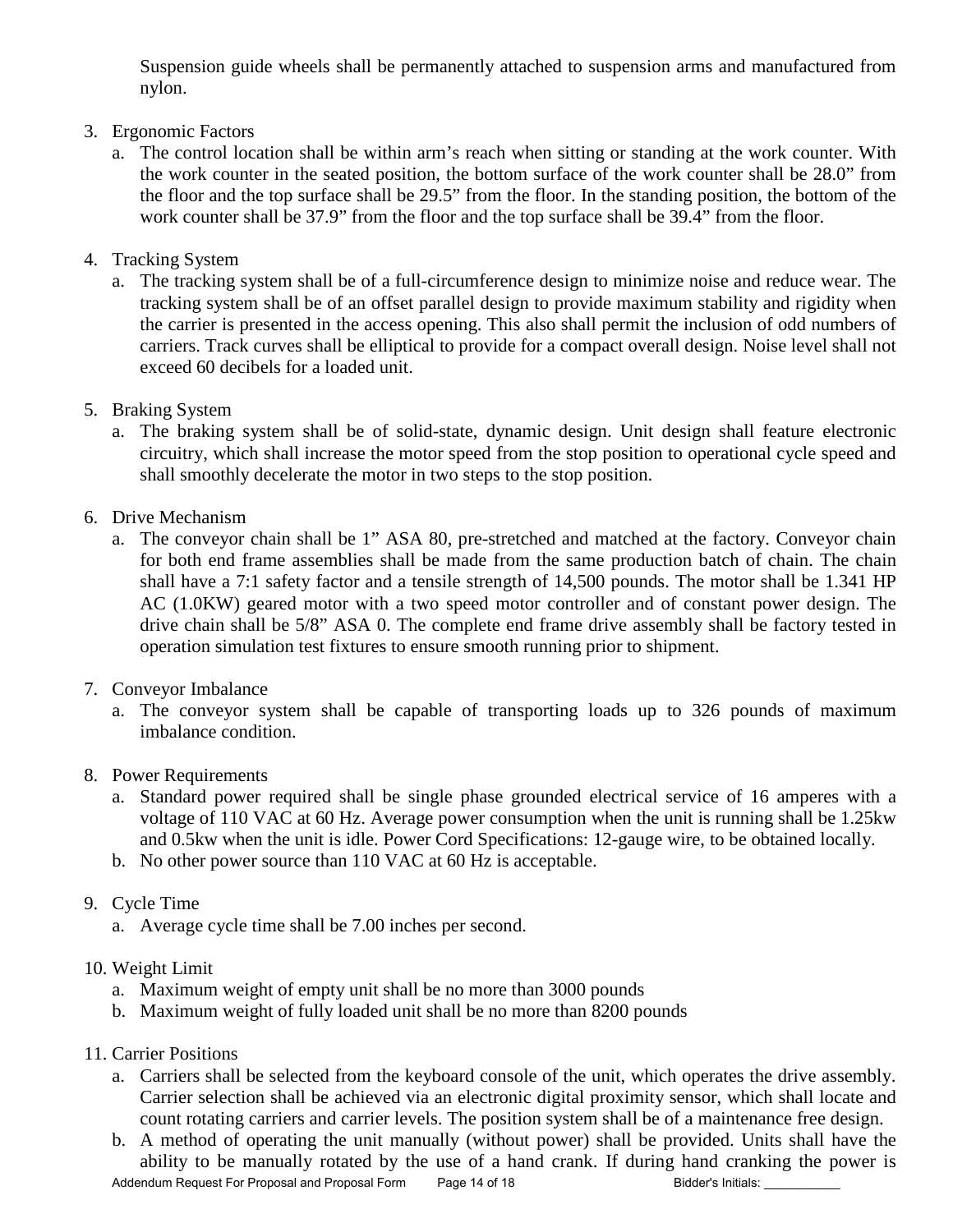Suspension guide wheels shall be permanently attached to suspension arms and manufactured from nylon.

3. Ergonomic Factors
   a. The control location shall be within arm's reach when sitting or standing at the work counter. With the work counter in the seated position, the bottom surface of the work counter shall be 28.0" from the floor and the top surface shall be 29.5" from the floor. In the standing position, the bottom of the work counter shall be 37.9" from the floor and the top surface shall be 39.4" from the floor.

4. Tracking System
   a. The tracking system shall be of a full-circumference design to minimize noise and reduce wear. The tracking system shall be of an offset parallel design to provide maximum stability and rigidity when the carrier is presented in the access opening. This also shall permit the inclusion of odd numbers of carriers. Track curves shall be elliptical to provide for a compact overall design. Noise level shall not exceed 60 decibels for a loaded unit.

5. Braking System
   a. The braking system shall be of solid-state, dynamic design. Unit design shall feature electronic circuitry, which shall increase the motor speed from the stop position to operational cycle speed and shall smoothly decelerate the motor in two steps to the stop position.

6. Drive Mechanism
   a. The conveyor chain shall be 1" ASA 80, pre-stretched and matched at the factory. Conveyor chain for both end frame assemblies shall be made from the same production batch of chain. The chain shall have a 7:1 safety factor and a tensile strength of 14,500 pounds. The motor shall be 1.341 HP AC (1.0KW) geared motor with a two speed motor controller and of constant power design. The drive chain shall be 5/8" ASA 0. The complete end frame drive assembly shall be factory tested in operation simulation test fixtures to ensure smooth running prior to shipment.

7. Conveyor Imbalance
   a. The conveyor system shall be capable of transporting loads up to 326 pounds of maximum imbalance condition.

8. Power Requirements
   a. Standard power required shall be single phase grounded electrical service of 16 amperes with a voltage of 110 VAC at 60 Hz. Average power consumption when the unit is running shall be 1.25kw and 0.5kw when the unit is idle. Power Cord Specifications: 12-gauge wire, to be obtained locally.
   b. No other power source than 110 VAC at 60 Hz is acceptable.

9. Cycle Time
   a. Average cycle time shall be 7.00 inches per second.

10. Weight Limit
    a. Maximum weight of empty unit shall be no more than 3000 pounds
    b. Maximum weight of fully loaded unit shall be no more than 8200 pounds

11. Carrier Positions
    a. Carriers shall be selected from the keyboard console of the unit, which operates the drive assembly. Carrier selection shall be achieved via an electronic digital proximity sensor, which shall locate and count rotating carriers and carrier levels. The position system shall be of a maintenance free design.
    b. A method of operating the unit manually (without power) shall be provided. Units shall have the ability to be manually rotated by the use of a hand crank. If during hand cranking the power is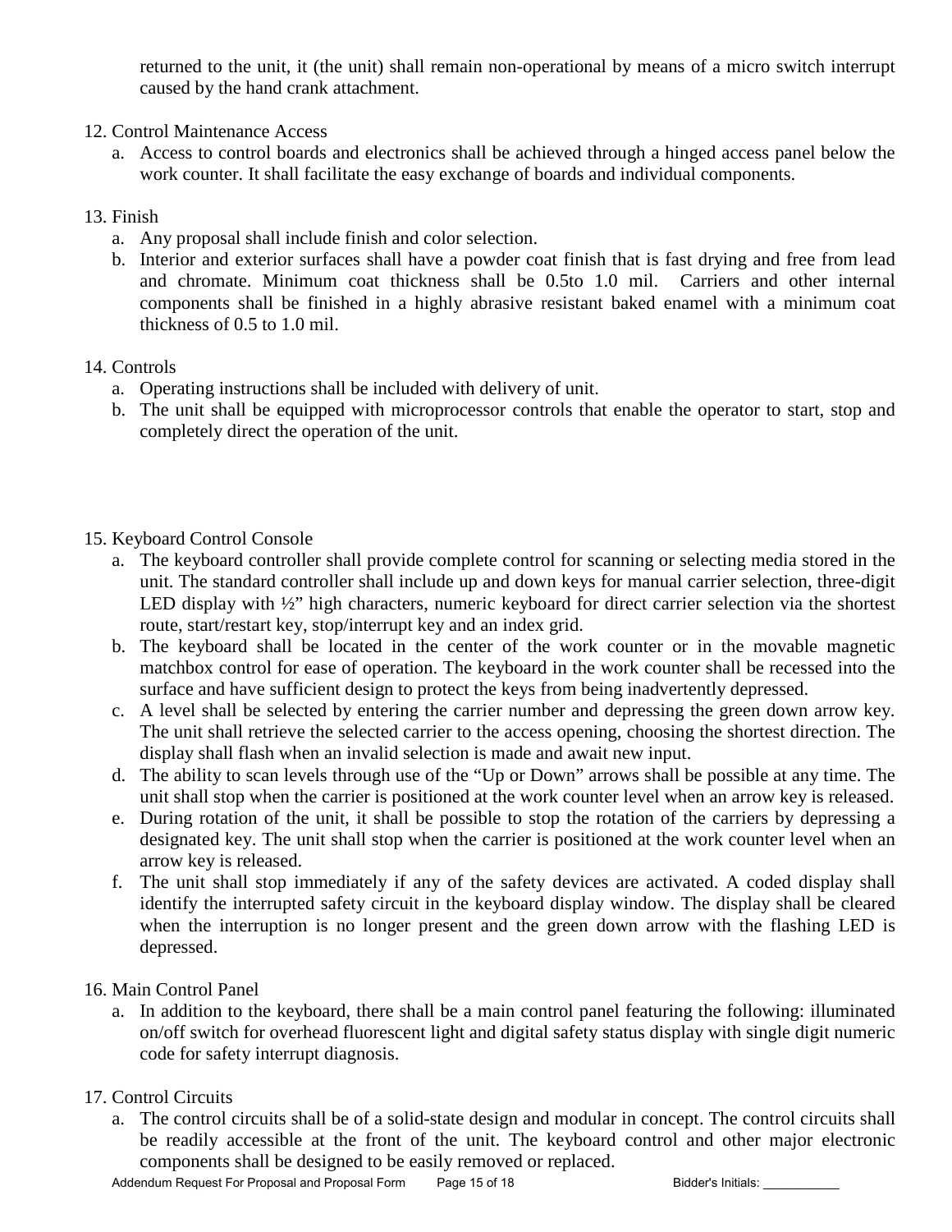returned to the unit, it (the unit) shall remain non-operational by means of a micro switch interrupt caused by the hand crank attachment.

12. Control Maintenance Access
    a. Access to control boards and electronics shall be achieved through a hinged access panel below the work counter. It shall facilitate the easy exchange of boards and individual components.

13. Finish
    a. Any proposal shall include finish and color selection.
    b. Interior and exterior surfaces shall have a powder coat finish that is fast drying and free from lead and chromate. Minimum coat thickness shall be 0.5to 1.0 mil. Carriers and other internal components shall be finished in a highly abrasive resistant baked enamel with a minimum coat thickness of 0.5 to 1.0 mil.

14. Controls
    a. Operating instructions shall be included with delivery of unit.
    b. The unit shall be equipped with microprocessor controls that enable the operator to start, stop and completely direct the operation of the unit.

15. Keyboard Control Console
    a. The keyboard controller shall provide complete control for scanning or selecting media stored in the unit. The standard controller shall include up and down keys for manual carrier selection, three-digit LED display with ½" high characters, numeric keyboard for direct carrier selection via the shortest route, start/restart key, stop/interrupt key and an index grid.
    b. The keyboard shall be located in the center of the work counter or in the movable magnetic matchbox control for ease of operation. The keyboard in the work counter shall be recessed into the surface and have sufficient design to protect the keys from being inadvertently depressed.
    c. A level shall be selected by entering the carrier number and depressing the green down arrow key. The unit shall retrieve the selected carrier to the access opening, choosing the shortest direction. The display shall flash when an invalid selection is made and await new input.
    d. The ability to scan levels through use of the "Up or Down" arrows shall be possible at any time. The unit shall stop when the carrier is positioned at the work counter level when an arrow key is released.
    e. During rotation of the unit, it shall be possible to stop the rotation of the carriers by depressing a designated key. The unit shall stop when the carrier is positioned at the work counter level when an arrow key is released.
    f. The unit shall stop immediately if any of the safety devices are activated. A coded display shall identify the interrupted safety circuit in the keyboard display window. The display shall be cleared when the interruption is no longer present and the green down arrow with the flashing LED is depressed.

16. Main Control Panel
    a. In addition to the keyboard, there shall be a main control panel featuring the following: illuminated on/off switch for overhead fluorescent light and digital safety status display with single digit numeric code for safety interrupt diagnosis.

17. Control Circuits
    a. The control circuits shall be of a solid-state design and modular in concept. The control circuits shall be readily accessible at the front of the unit. The keyboard control and other major electronic components shall be designed to be easily removed or replaced.

Bidder's Initials: ___________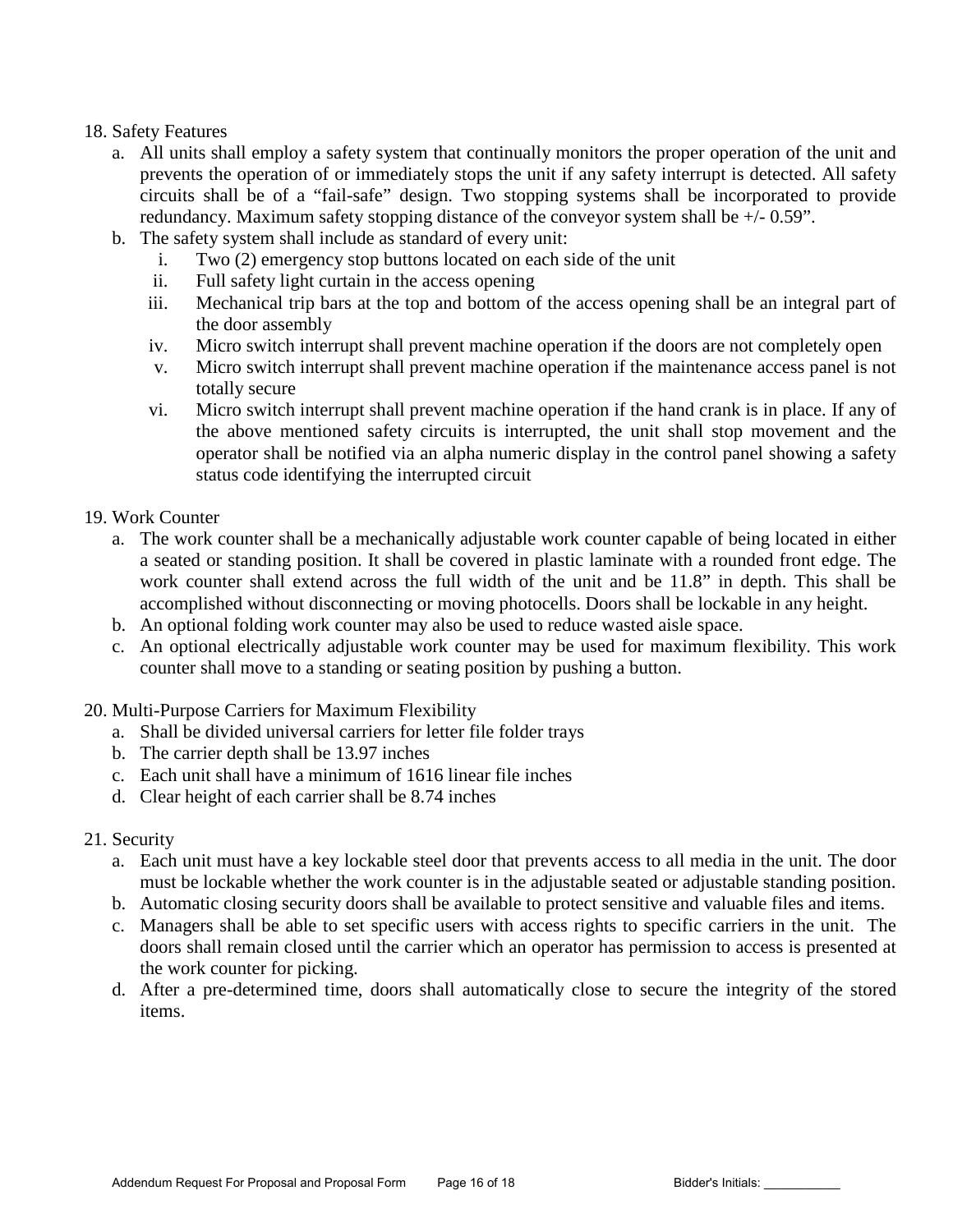18. Safety Features
    a. All units shall employ a safety system that continually monitors the proper operation of the unit and prevents the operation of or immediately stops the unit if any safety interrupt is detected. All safety circuits shall be of a "fail-safe" design. Two stopping systems shall be incorporated to provide redundancy. Maximum safety stopping distance of the conveyor system shall be +/- 0.59".
    b. The safety system shall include as standard of every unit:
        i. Two (2) emergency stop buttons located on each side of the unit
        ii. Full safety light curtain in the access opening
        iii. Mechanical trip bars at the top and bottom of the access opening shall be an integral part of the door assembly
        iv. Micro switch interrupt shall prevent machine operation if the doors are not completely open
        v. Micro switch interrupt shall prevent machine operation if the maintenance access panel is not totally secure
        vi. Micro switch interrupt shall prevent machine operation if the hand crank is in place. If any of the above mentioned safety circuits is interrupted, the unit shall stop movement and the operator shall be notified via an alpha numeric display in the control panel showing a safety status code identifying the interrupted circuit

19. Work Counter
    a. The work counter shall be a mechanically adjustable work counter capable of being located in either a seated or standing position. It shall be covered in plastic laminate with a rounded front edge. The work counter shall extend across the full width of the unit and be 11.8" in depth. This shall be accomplished without disconnecting or moving photocells. Doors shall be lockable in any height.
    b. An optional folding work counter may also be used to reduce wasted aisle space.
    c. An optional electrically adjustable work counter may be used for maximum flexibility. This work counter shall move to a standing or seating position by pushing a button.

20. Multi-Purpose Carriers for Maximum Flexibility
    a. Shall be divided universal carriers for letter file folder trays
    b. The carrier depth shall be 13.97 inches
    c. Each unit shall have a minimum of 1616 linear file inches
    d. Clear height of each carrier shall be 8.74 inches

21. Security
    a. Each unit must have a key lockable steel door that prevents access to all media in the unit. The door must be lockable whether the work counter is in the adjustable seated or adjustable standing position.
    b. Automatic closing security doors shall be available to protect sensitive and valuable files and items.
    c. Managers shall be able to set specific users with access rights to specific carriers in the unit. The doors shall remain closed until the carrier which an operator has permission to access is presented at the work counter for picking.
    d. After a pre-determined time, doors shall automatically close to secure the integrity of the stored items.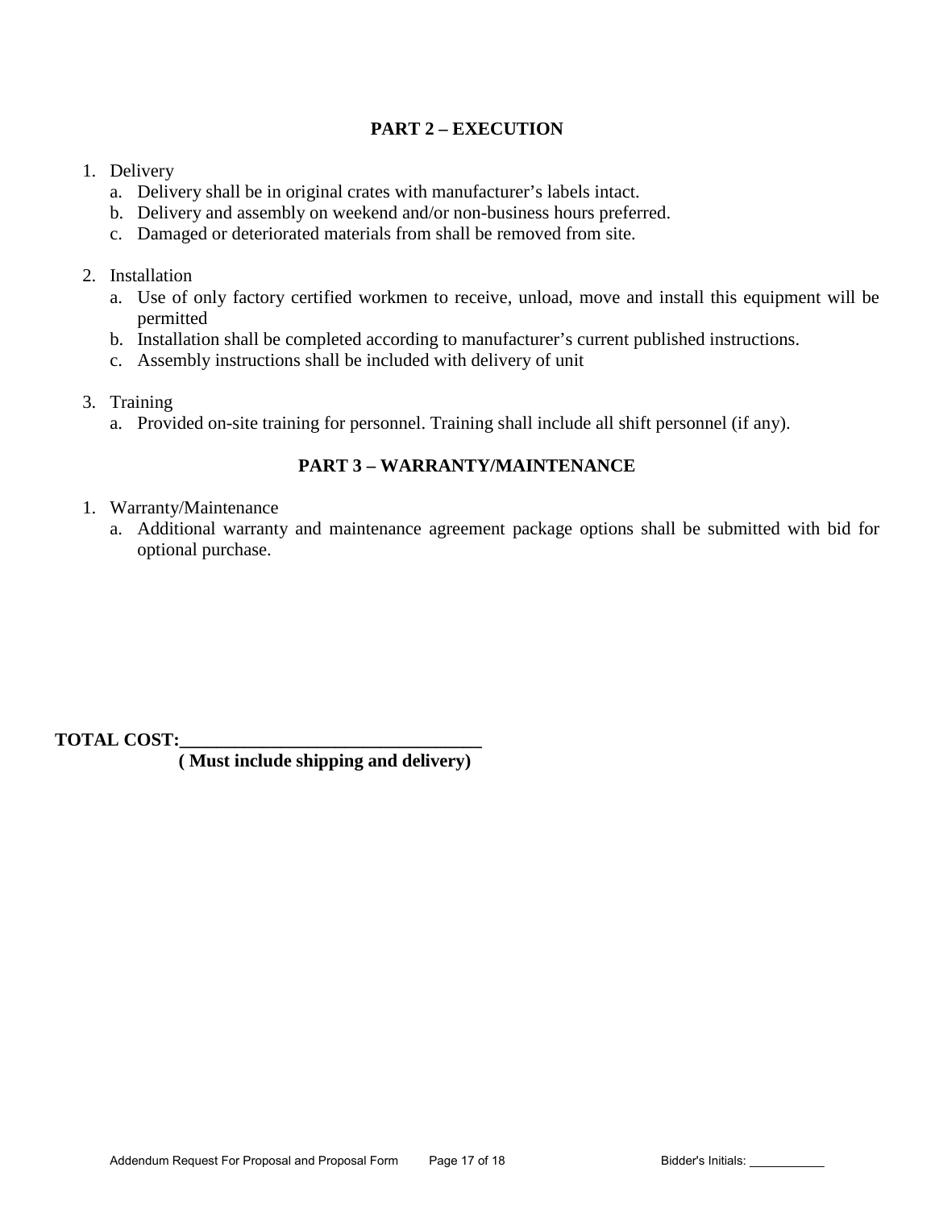## PART 2 – EXECUTION

1. Delivery
   a. Delivery shall be in original crates with manufacturer's labels intact.
   b. Delivery and assembly on weekend and/or non-business hours preferred.
   c. Damaged or deteriorated materials from shall be removed from site.

2. Installation
   a. Use of only factory certified workmen to receive, unload, move and install this equipment will be permitted
   b. Installation shall be completed according to manufacturer's current published instructions.
   c. Assembly instructions shall be included with delivery of unit

3. Training
   a. Provided on-site training for personnel. Training shall include all shift personnel (if any).

## PART 3 – WARRANTY/MAINTENANCE

1. Warranty/Maintenance
   a. Additional warranty and maintenance agreement package options shall be submitted with bid for optional purchase.

**TOTAL COST:________________________________**
**( Must include shipping and delivery)**

Bidder's Initials: ___________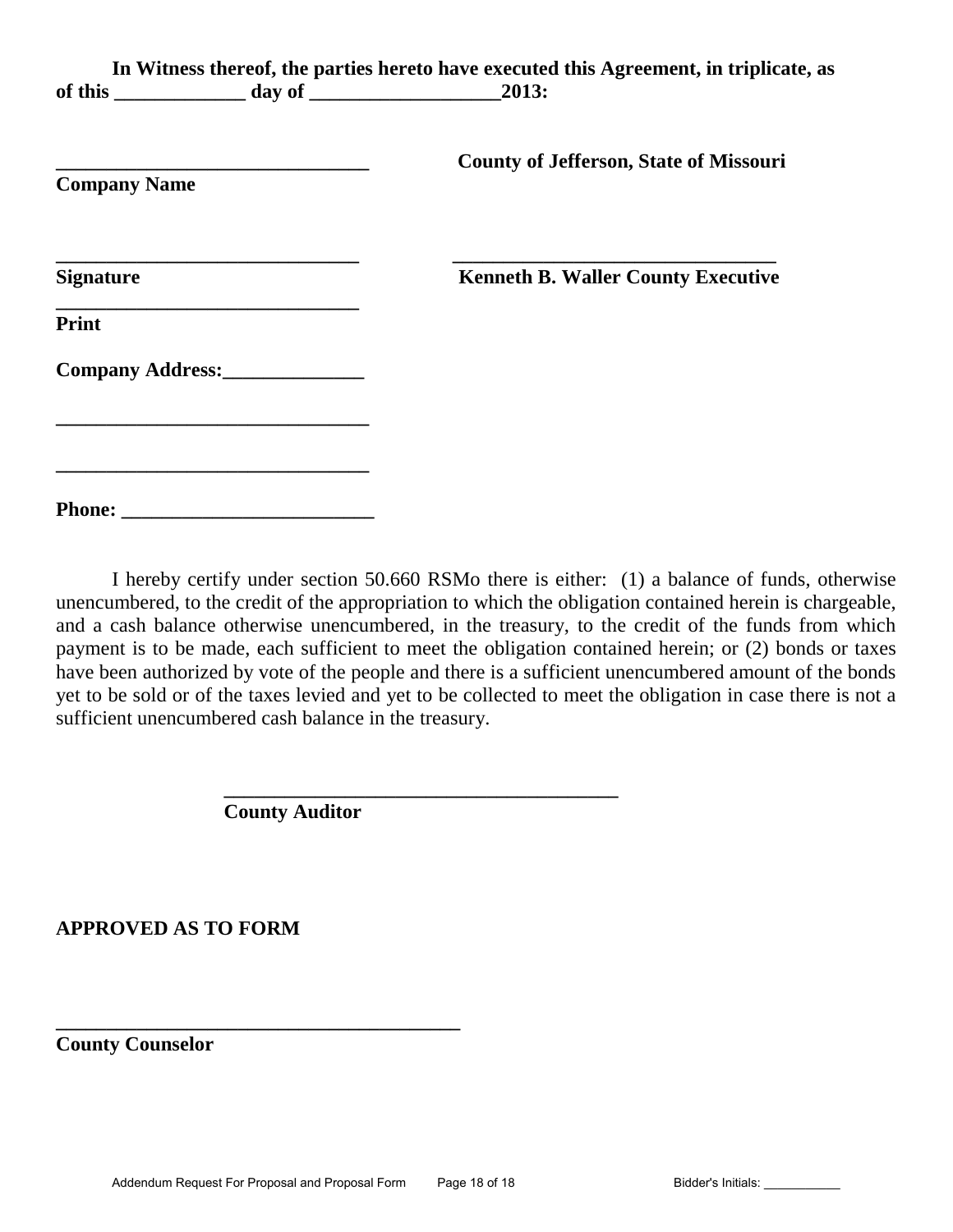**In Witness thereof, the parties hereto have executed this Agreement, in triplicate, as of this _____________ day of ___________________2013:**

| | |
|---|---|
| _______________________________ | **County of Jefferson, State of Missouri** |
| **Company Name** | |
| _______________________________ | _______________________________ |
| **Signature** | **Kenneth B. Waller County Executive** |
| _______________________________ | |
| **Print** | |

**Company Address:______________**

________________________________

________________________________

**Phone: _________________________**

I hereby certify under section 50.660 RSMo there is either: (1) a balance of funds, otherwise unencumbered, to the credit of the appropriation to which the obligation contained herein is chargeable, and a cash balance otherwise unencumbered, in the treasury, to the credit of the funds from which payment is to be made, each sufficient to meet the obligation contained herein; or (2) bonds or taxes have been authorized by vote of the people and there is a sufficient unencumbered amount of the bonds yet to be sold or of the taxes levied and yet to be collected to meet the obligation in case there is not a sufficient unencumbered cash balance in the treasury.

________________________________________

**County Auditor**

**APPROVED AS TO FORM**

__________________________________________

**County Counselor**

Bidder's Initials: ___________